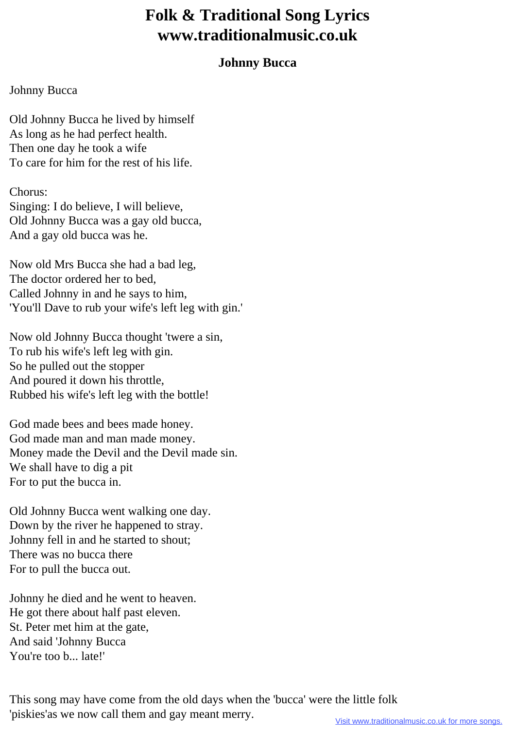# Folk & Traditional Song Lyrics
# www.traditionalmusic.co.uk

### Johnny Bucca

Johnny Bucca

Old Johnny Bucca he lived by himself
As long as he had perfect health.
Then one day he took a wife
To care for him for the rest of his life.

Chorus:
Singing: I do believe, I will believe,
Old Johnny Bucca was a gay old bucca,
And a gay old bucca was he.

Now old Mrs Bucca she had a bad leg,
The doctor ordered her to bed,
Called Johnny in and he says to him,
'You'll Dave to rub your wife's left leg with gin.'

Now old Johnny Bucca thought 'twere a sin,
To rub his wife's left leg with gin.
So he pulled out the stopper
And poured it down his throttle,
Rubbed his wife's left leg with the bottle!

God made bees and bees made honey.
God made man and man made money.
Money made the Devil and the Devil made sin.
We shall have to dig a pit
For to put the bucca in.

Old Johnny Bucca went walking one day.
Down by the river he happened to stray.
Johnny fell in and he started to shout;
There was no bucca there
For to pull the bucca out.

Johnny he died and he went to heaven.
He got there about half past eleven.
St. Peter met him at the gate,
And said 'Johnny Bucca
You're too b... late!'

This song may have come from the old days when the 'bucca' were the little folk 'piskies'as we now call them and gay meant merry.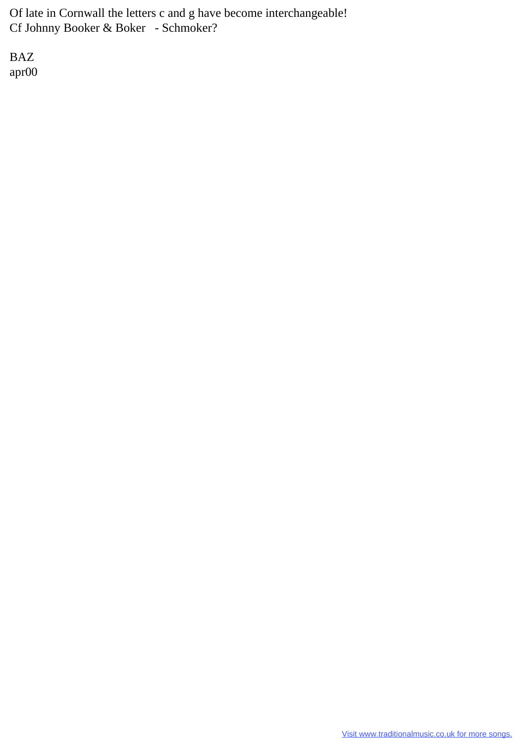Of late in Cornwall the letters c and g have become interchangeable!
Cf Johnny Booker & Boker - Schmoker?

BAZ
apr00